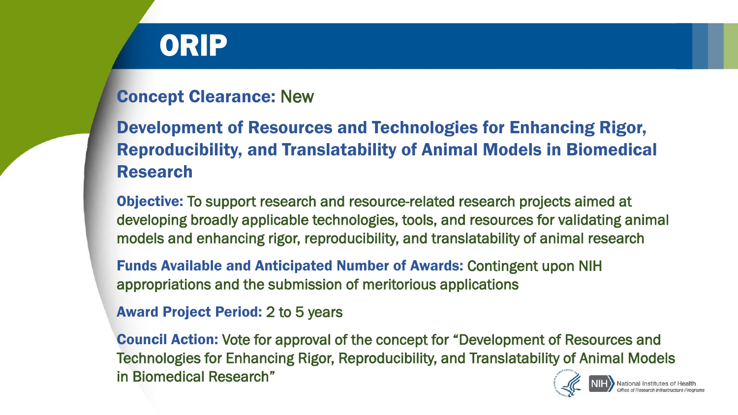# ORIP

**Concept Clearance:** New

## Development of Resources and Technologies for Enhancing Rigor, Reproducibility, and Translatability of Animal Models in Biomedical Research

**Objective:** To support research and resource-related research projects aimed at developing broadly applicable technologies, tools, and resources for validating animal models and enhancing rigor, reproducibility, and translatability of animal research

**Funds Available and Anticipated Number of Awards:** Contingent upon NIH appropriations and the submission of meritorious applications

**Award Project Period:** 2 to 5 years

**Council Action:** Vote for approval of the concept for "Development of Resources and Technologies for Enhancing Rigor, Reproducibility, and Translatability of Animal Models in Biomedical Research"

National Institutes of Health
Office of Research Infrastructure Programs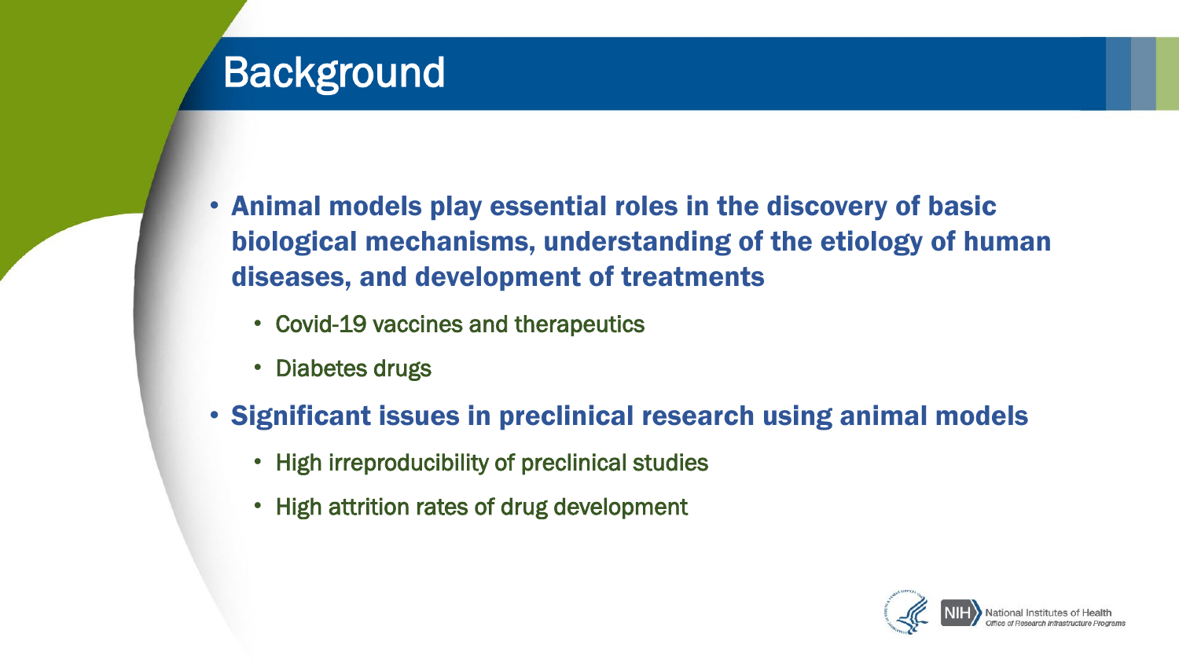# Background

- **Animal models play essential roles in the discovery of basic biological mechanisms, understanding of the etiology of human diseases, and development of treatments**
  - Covid-19 vaccines and therapeutics
  - Diabetes drugs
- **Significant issues in preclinical research using animal models**
  - High irreproducibility of preclinical studies
  - High attrition rates of drug development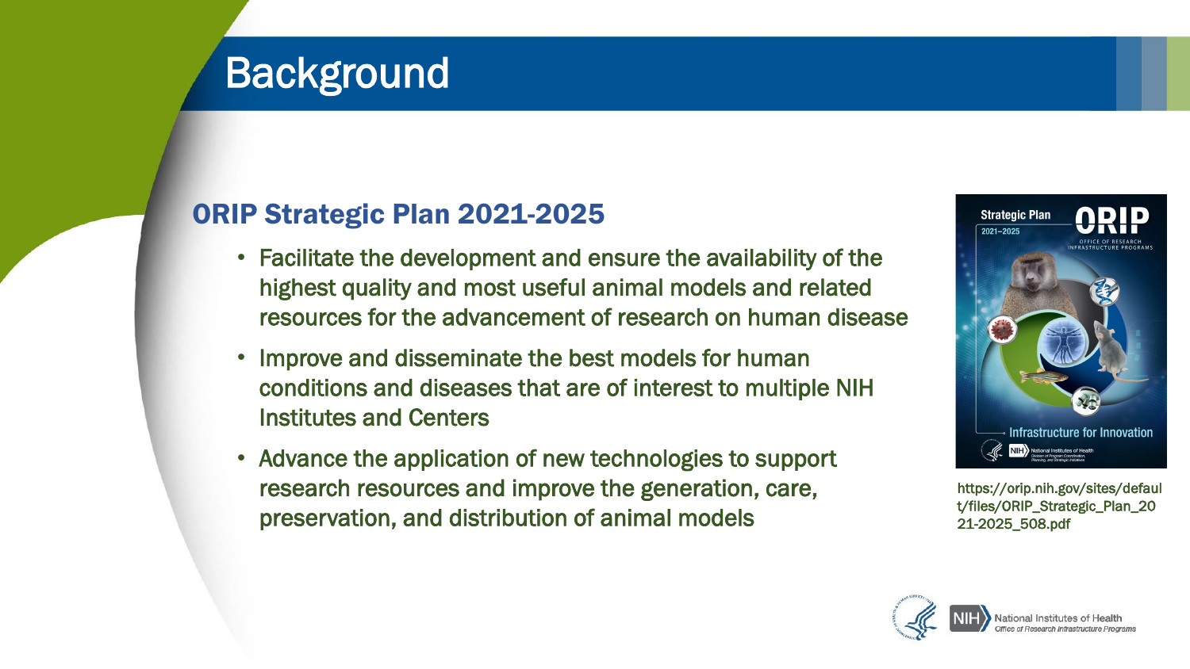# Background

## ORIP Strategic Plan 2021-2025

- Facilitate the development and ensure the availability of the highest quality and most useful animal models and related resources for the advancement of research on human disease
- Improve and disseminate the best models for human conditions and diseases that are of interest to multiple NIH Institutes and Centers
- Advance the application of new technologies to support research resources and improve the generation, care, preservation, and distribution of animal models

https://orip.nih.gov/sites/default/files/ORIP_Strategic_Plan_2021-2025_508.pdf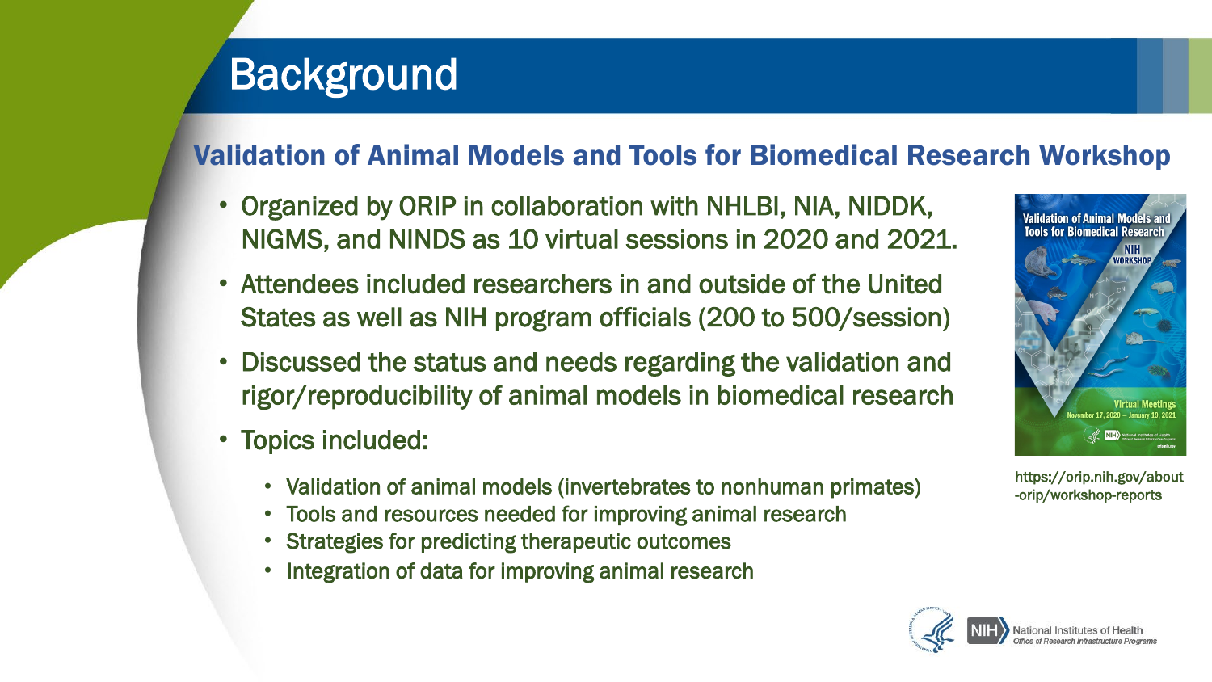# Background

## Validation of Animal Models and Tools for Biomedical Research Workshop

- Organized by ORIP in collaboration with NHLBI, NIA, NIDDK, NIGMS, and NINDS as 10 virtual sessions in 2020 and 2021.
- Attendees included researchers in and outside of the United States as well as NIH program officials (200 to 500/session)
- Discussed the status and needs regarding the validation and rigor/reproducibility of animal models in biomedical research
- Topics included:
  - Validation of animal models (invertebrates to nonhuman primates)
  - Tools and resources needed for improving animal research
  - Strategies for predicting therapeutic outcomes
  - Integration of data for improving animal research

https://orip.nih.gov/about-orip/workshop-reports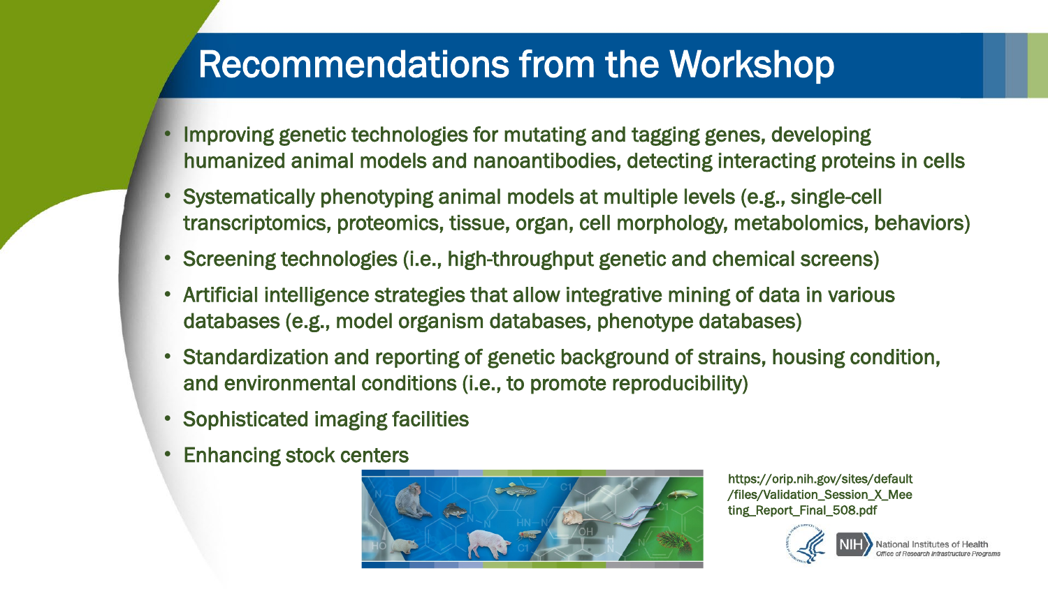# Recommendations from the Workshop

- Improving genetic technologies for mutating and tagging genes, developing humanized animal models and nanoantibodies, detecting interacting proteins in cells
- Systematically phenotyping animal models at multiple levels (e.g., single-cell transcriptomics, proteomics, tissue, organ, cell morphology, metabolomics, behaviors)
- Screening technologies (i.e., high-throughput genetic and chemical screens)
- Artificial intelligence strategies that allow integrative mining of data in various databases (e.g., model organism databases, phenotype databases)
- Standardization and reporting of genetic background of strains, housing condition, and environmental conditions (i.e., to promote reproducibility)
- Sophisticated imaging facilities
- Enhancing stock centers

https://orip.nih.gov/sites/default/files/Validation_Session_X_Meeting_Report_Final_508.pdf

NIH National Institutes of Health
Office of Research Infrastructure Programs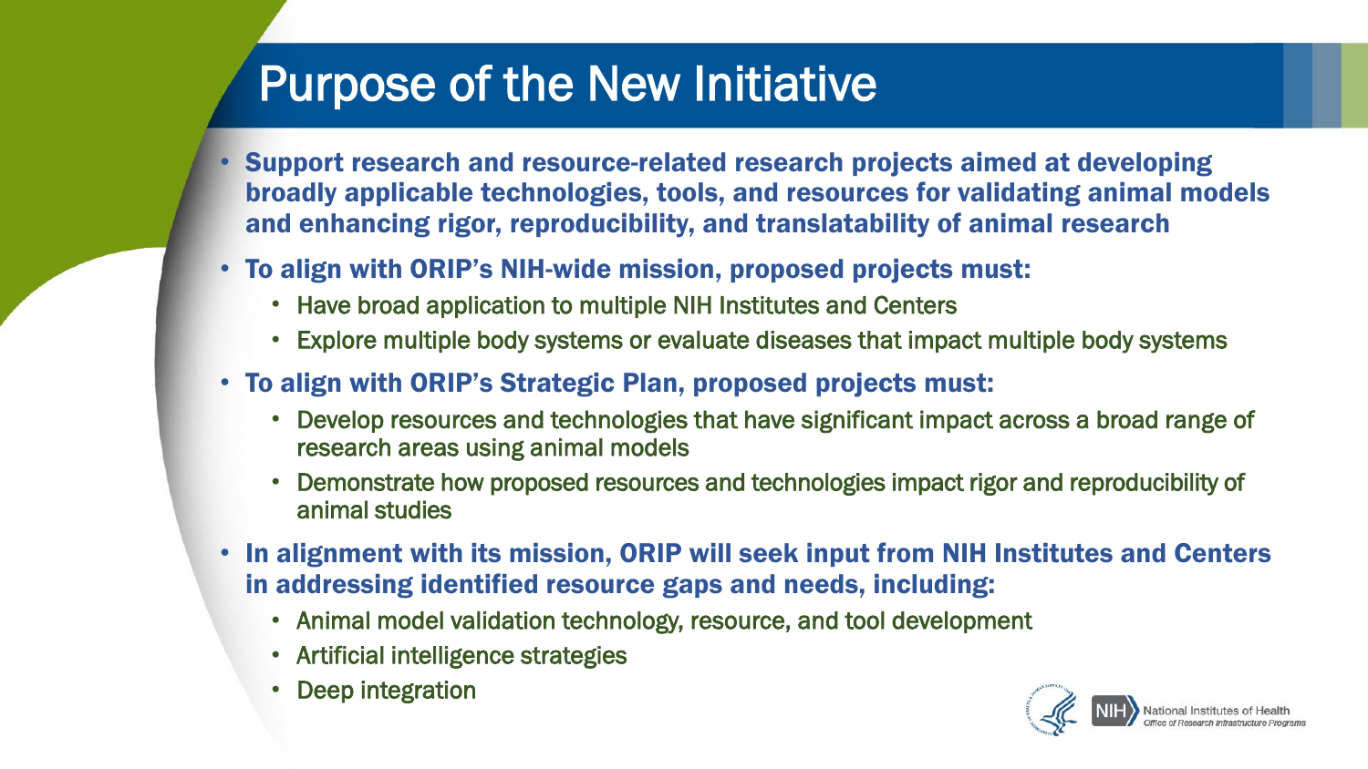# Purpose of the New Initiative

- **Support research and resource-related research projects aimed at developing broadly applicable technologies, tools, and resources for validating animal models and enhancing rigor, reproducibility, and translatability of animal research**
- **To align with ORIP's NIH-wide mission, proposed projects must:**
  - Have broad application to multiple NIH Institutes and Centers
  - Explore multiple body systems or evaluate diseases that impact multiple body systems
- **To align with ORIP's Strategic Plan, proposed projects must:**
  - Develop resources and technologies that have significant impact across a broad range of research areas using animal models
  - Demonstrate how proposed resources and technologies impact rigor and reproducibility of animal studies
- **In alignment with its mission, ORIP will seek input from NIH Institutes and Centers in addressing identified resource gaps and needs, including:**
  - Animal model validation technology, resource, and tool development
  - Artificial intelligence strategies
  - Deep integration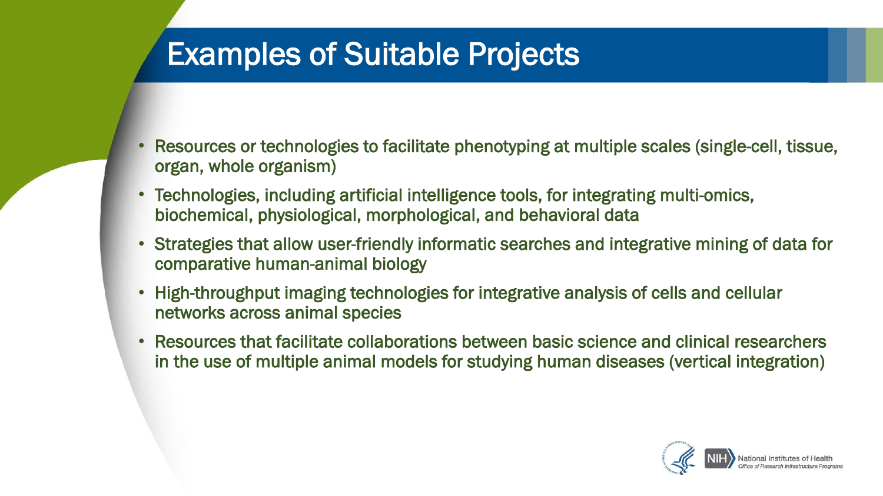# Examples of Suitable Projects

- Resources or technologies to facilitate phenotyping at multiple scales (single-cell, tissue, organ, whole organism)
- Technologies, including artificial intelligence tools, for integrating multi-omics, biochemical, physiological, morphological, and behavioral data
- Strategies that allow user-friendly informatic searches and integrative mining of data for comparative human-animal biology
- High-throughput imaging technologies for integrative analysis of cells and cellular networks across animal species
- Resources that facilitate collaborations between basic science and clinical researchers in the use of multiple animal models for studying human diseases (vertical integration)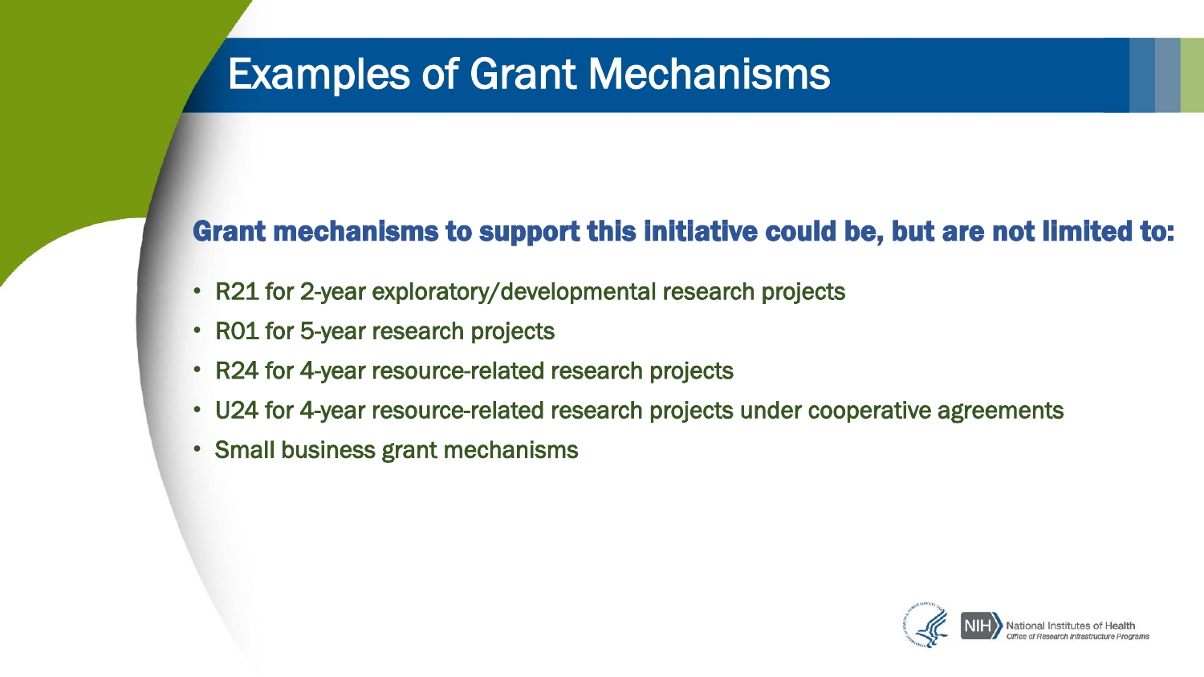# Examples of Grant Mechanisms

**Grant mechanisms to support this initiative could be, but are not limited to:**

- R21 for 2-year exploratory/developmental research projects
- R01 for 5-year research projects
- R24 for 4-year resource-related research projects
- U24 for 4-year resource-related research projects under cooperative agreements
- Small business grant mechanisms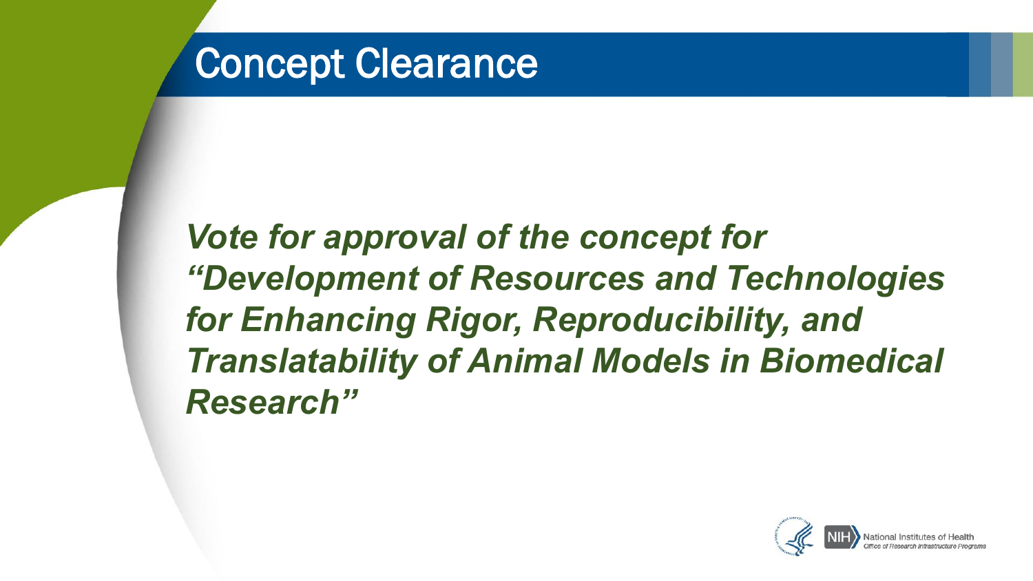# Concept Clearance

***Vote for approval of the concept for "Development of Resources and Technologies for Enhancing Rigor, Reproducibility, and Translatability of Animal Models in Biomedical Research"***